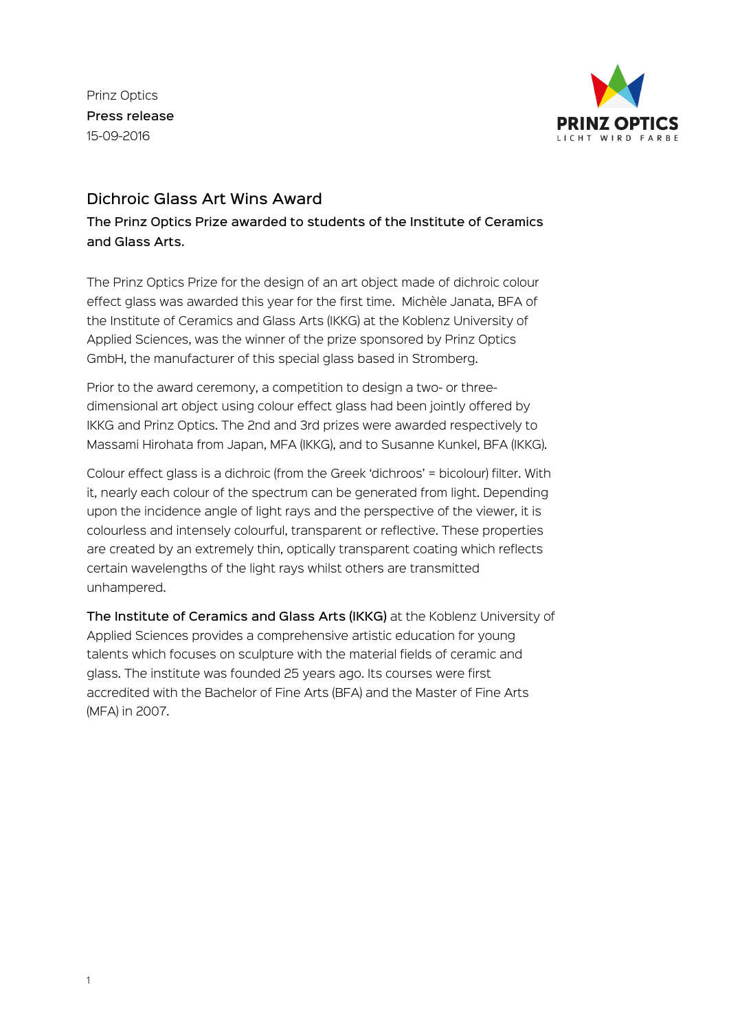Prinz Optics
**Press release**
15-09-2016

PRINZ OPTICS
LICHT WIRD FARBE

# Dichroic Glass Art Wins Award

**The Prinz Optics Prize awarded to students of the Institute of Ceramics and Glass Arts.**

The Prinz Optics Prize for the design of an art object made of dichroic colour effect glass was awarded this year for the first time. Michèle Janata, BFA of the Institute of Ceramics and Glass Arts (IKKG) at the Koblenz University of Applied Sciences, was the winner of the prize sponsored by Prinz Optics GmbH, the manufacturer of this special glass based in Stromberg.

Prior to the award ceremony, a competition to design a two- or three-dimensional art object using colour effect glass had been jointly offered by IKKG and Prinz Optics. The 2nd and 3rd prizes were awarded respectively to Massami Hirohata from Japan, MFA (IKKG), and to Susanne Kunkel, BFA (IKKG).

Colour effect glass is a dichroic (from the Greek 'dichroos' = bicolour) filter. With it, nearly each colour of the spectrum can be generated from light. Depending upon the incidence angle of light rays and the perspective of the viewer, it is colourless and intensely colourful, transparent or reflective. These properties are created by an extremely thin, optically transparent coating which reflects certain wavelengths of the light rays whilst others are transmitted unhampered.

**The Institute of Ceramics and Glass Arts (IKKG)** at the Koblenz University of Applied Sciences provides a comprehensive artistic education for young talents which focuses on sculpture with the material fields of ceramic and glass. The institute was founded 25 years ago. Its courses were first accredited with the Bachelor of Fine Arts (BFA) and the Master of Fine Arts (MFA) in 2007.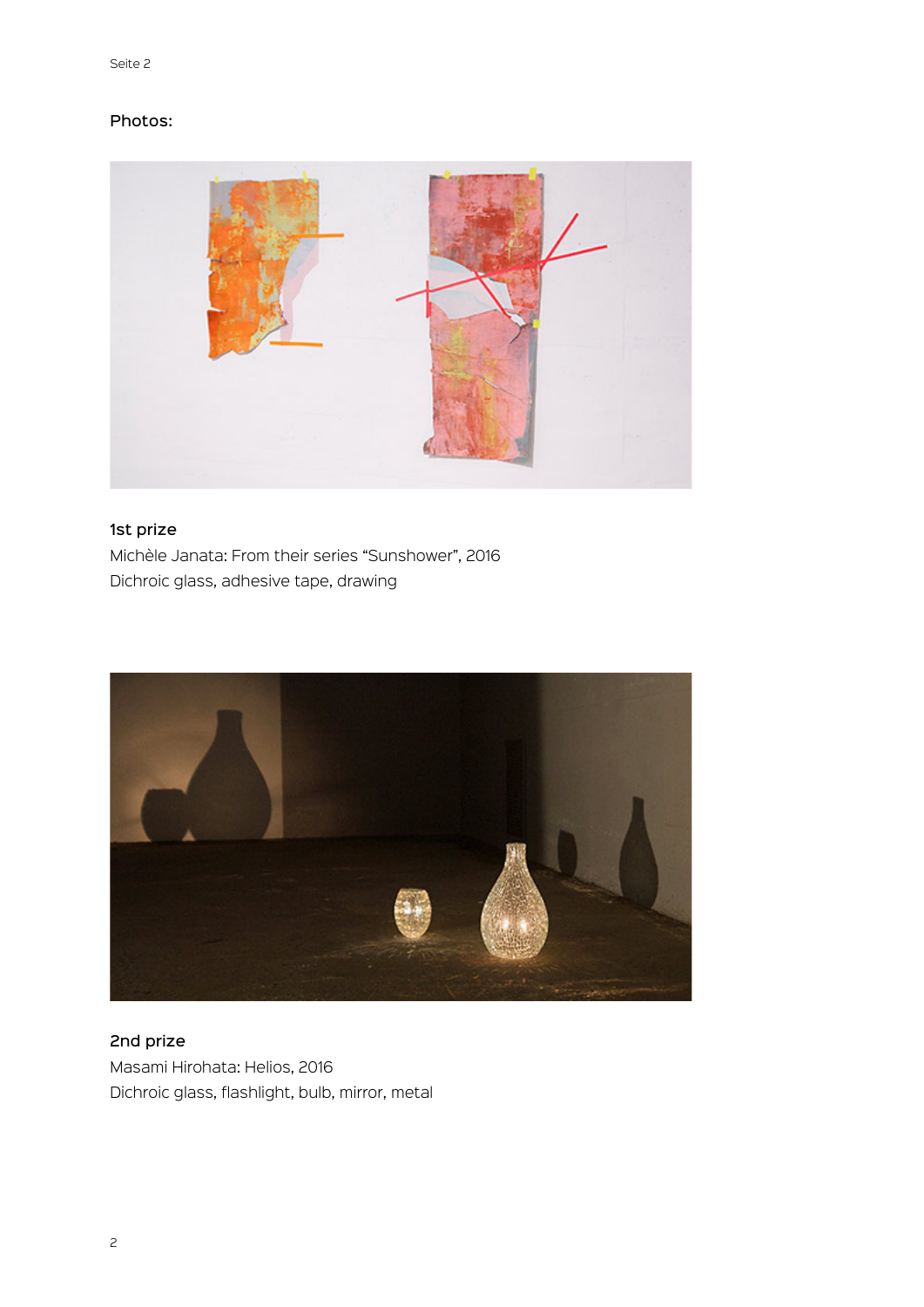Photos:

1st prize
Michèle Janata: From their series "Sunshower", 2016
Dichroic glass, adhesive tape, drawing

2nd prize
Masami Hirohata: Helios, 2016
Dichroic glass, flashlight, bulb, mirror, metal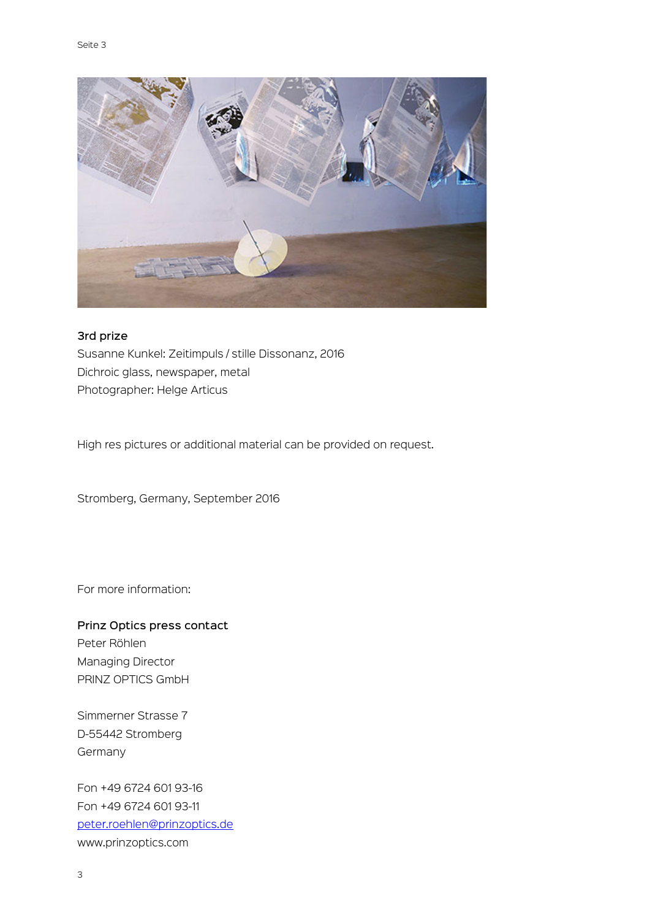**3rd prize**
Susanne Kunkel: Zeitimpuls / stille Dissonanz, 2016
Dichroic glass, newspaper, metal
Photographer: Helge Articus

High res pictures or additional material can be provided on request.

Stromberg, Germany, September 2016

For more information:

**Prinz Optics press contact**
Peter Röhlen
Managing Director
PRINZ OPTICS GmbH

Simmerner Strasse 7
D-55442 Stromberg
Germany

Fon +49 6724 601 93-16
Fon +49 6724 601 93-11
[peter.roehlen@prinzoptics.de](mailto:peter.roehlen@prinzoptics.de)
www.prinzoptics.com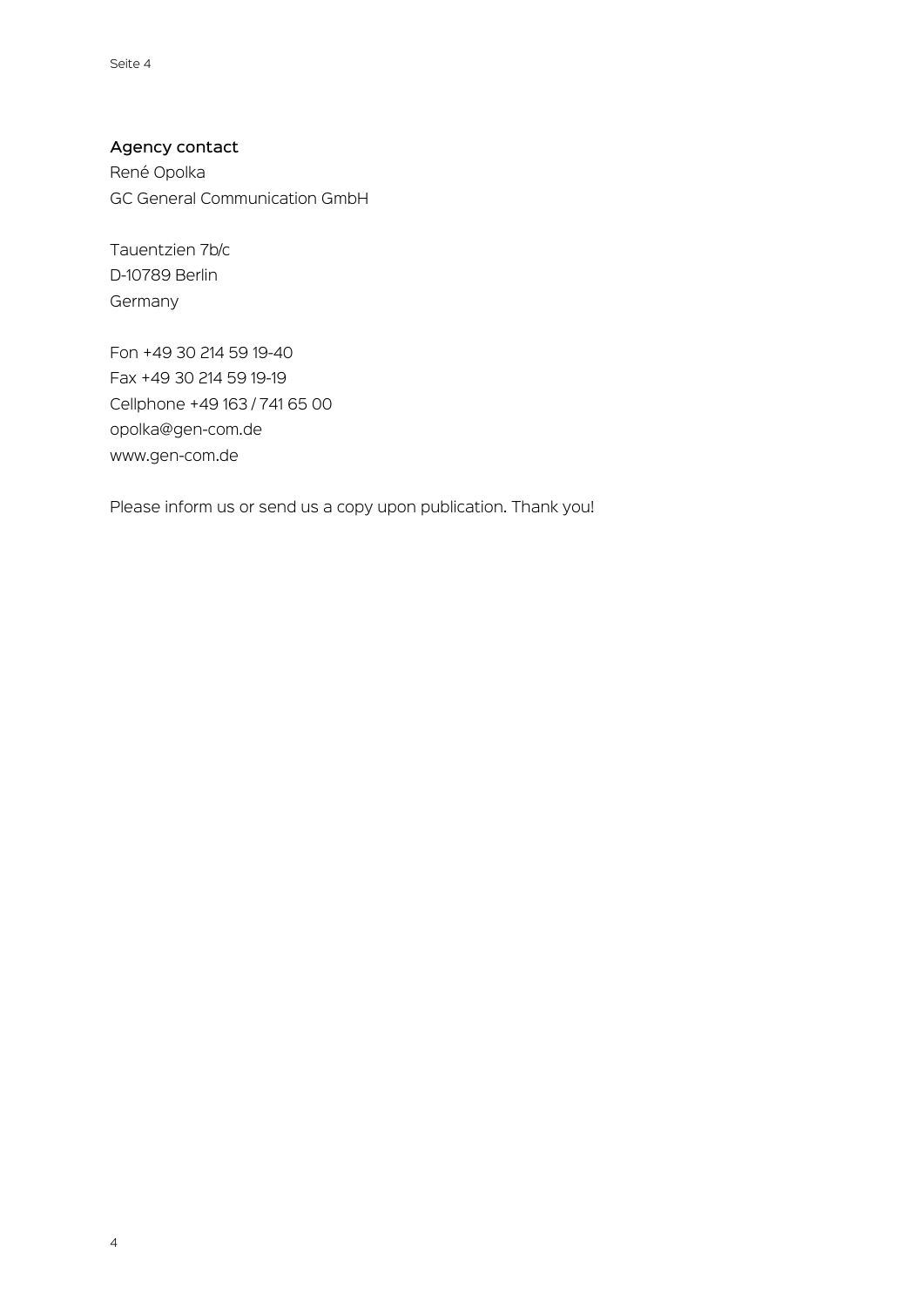**Agency contact**
René Opolka
GC General Communication GmbH

Tauentzien 7b/c
D-10789 Berlin
Germany

Fon +49 30 214 59 19-40
Fax +49 30 214 59 19-19
Cellphone +49 163 / 741 65 00
opolka@gen-com.de
www.gen-com.de

Please inform us or send us a copy upon publication. Thank you!